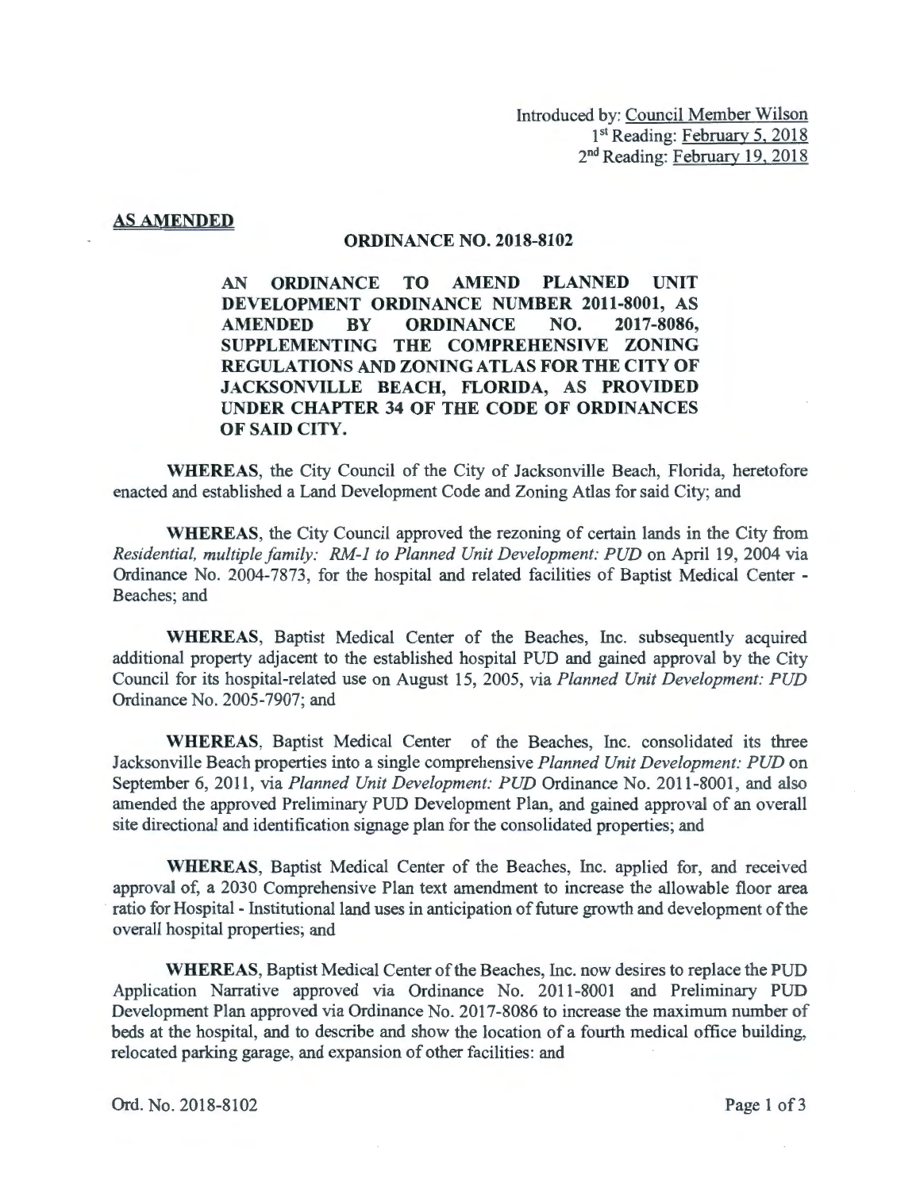Introduced by: Council Member Wilson
1st Reading: February 5, 2018
2nd Reading: February 19, 2018

**AS AMENDED**

**ORDINANCE NO. 2018-8102**

**AN ORDINANCE TO AMEND PLANNED UNIT DEVELOPMENT ORDINANCE NUMBER 2011-8001, AS AMENDED BY ORDINANCE NO. 2017-8086, SUPPLEMENTING THE COMPREHENSIVE ZONING REGULATIONS AND ZONING ATLAS FOR THE CITY OF JACKSONVILLE BEACH, FLORIDA, AS PROVIDED UNDER CHAPTER 34 OF THE CODE OF ORDINANCES OF SAID CITY.**

**WHEREAS**, the City Council of the City of Jacksonville Beach, Florida, heretofore enacted and established a Land Development Code and Zoning Atlas for said City; and

**WHEREAS**, the City Council approved the rezoning of certain lands in the City from *Residential, multiple family: RM-1 to Planned Unit Development: PUD* on April 19, 2004 via Ordinance No. 2004-7873, for the hospital and related facilities of Baptist Medical Center - Beaches; and

**WHEREAS**, Baptist Medical Center of the Beaches, Inc. subsequently acquired additional property adjacent to the established hospital PUD and gained approval by the City Council for its hospital-related use on August 15, 2005, via *Planned Unit Development: PUD* Ordinance No. 2005-7907; and

**WHEREAS**, Baptist Medical Center of the Beaches, Inc. consolidated its three Jacksonville Beach properties into a single comprehensive *Planned Unit Development: PUD* on September 6, 2011, via *Planned Unit Development: PUD* Ordinance No. 2011-8001, and also amended the approved Preliminary PUD Development Plan, and gained approval of an overall site directional and identification signage plan for the consolidated properties; and

**WHEREAS**, Baptist Medical Center of the Beaches, Inc. applied for, and received approval of, a 2030 Comprehensive Plan text amendment to increase the allowable floor area ratio for Hospital - Institutional land uses in anticipation of future growth and development of the overall hospital properties; and

**WHEREAS**, Baptist Medical Center of the Beaches, Inc. now desires to replace the PUD Application Narrative approved via Ordinance No. 2011-8001 and Preliminary PUD Development Plan approved via Ordinance No. 2017-8086 to increase the maximum number of beds at the hospital, and to describe and show the location of a fourth medical office building, relocated parking garage, and expansion of other facilities: and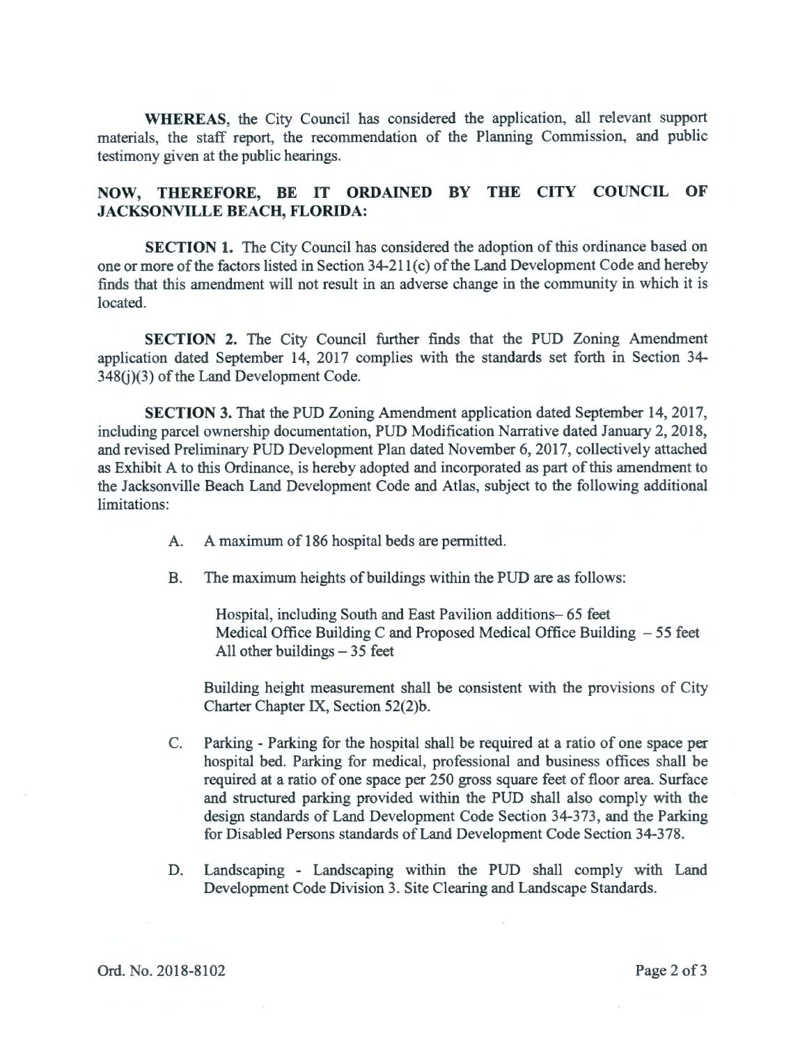**WHEREAS**, the City Council has considered the application, all relevant support materials, the staff report, the recommendation of the Planning Commission, and public testimony given at the public hearings.

**NOW, THEREFORE, BE IT ORDAINED BY THE CITY COUNCIL OF JACKSONVILLE BEACH, FLORIDA:**

**SECTION 1.** The City Council has considered the adoption of this ordinance based on one or more of the factors listed in Section 34-211(c) of the Land Development Code and hereby finds that this amendment will not result in an adverse change in the community in which it is located.

**SECTION 2.** The City Council further finds that the PUD Zoning Amendment application dated September 14, 2017 complies with the standards set forth in Section 34-348(j)(3) of the Land Development Code.

**SECTION 3.** That the PUD Zoning Amendment application dated September 14, 2017, including parcel ownership documentation, PUD Modification Narrative dated January 2, 2018, and revised Preliminary PUD Development Plan dated November 6, 2017, collectively attached as Exhibit A to this Ordinance, is hereby adopted and incorporated as part of this amendment to the Jacksonville Beach Land Development Code and Atlas, subject to the following additional limitations:

A. A maximum of 186 hospital beds are permitted.

B. The maximum heights of buildings within the PUD are as follows:

Hospital, including South and East Pavilion additions– 65 feet
Medical Office Building C and Proposed Medical Office Building – 55 feet
All other buildings – 35 feet

Building height measurement shall be consistent with the provisions of City Charter Chapter IX, Section 52(2)b.

C. Parking - Parking for the hospital shall be required at a ratio of one space per hospital bed. Parking for medical, professional and business offices shall be required at a ratio of one space per 250 gross square feet of floor area. Surface and structured parking provided within the PUD shall also comply with the design standards of Land Development Code Section 34-373, and the Parking for Disabled Persons standards of Land Development Code Section 34-378.

D. Landscaping - Landscaping within the PUD shall comply with Land Development Code Division 3. Site Clearing and Landscape Standards.

Ord. No. 2018-8102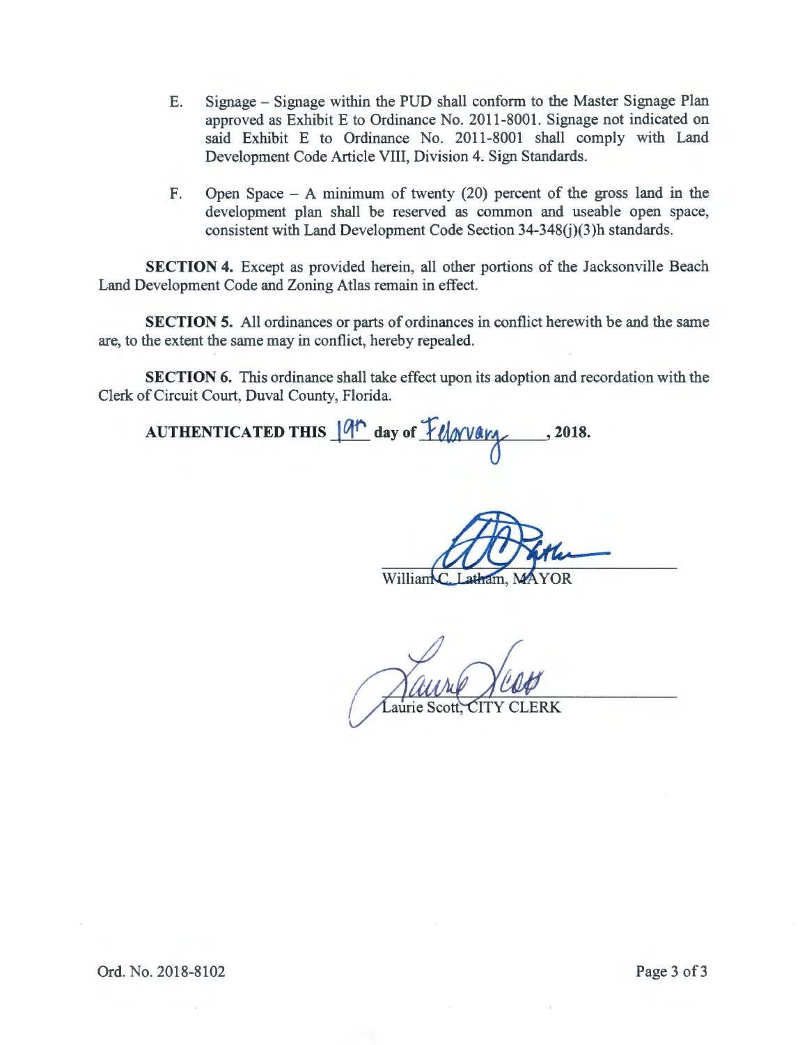E. Signage – Signage within the PUD shall conform to the Master Signage Plan approved as Exhibit E to Ordinance No. 2011-8001. Signage not indicated on said Exhibit E to Ordinance No. 2011-8001 shall comply with Land Development Code Article VIII, Division 4. Sign Standards.

F. Open Space – A minimum of twenty (20) percent of the gross land in the development plan shall be reserved as common and useable open space, consistent with Land Development Code Section 34-348(j)(3)h standards.

**SECTION 4.** Except as provided herein, all other portions of the Jacksonville Beach Land Development Code and Zoning Atlas remain in effect.

**SECTION 5.** All ordinances or parts of ordinances in conflict herewith be and the same are, to the extent the same may in conflict, hereby repealed.

**SECTION 6.** This ordinance shall take effect upon its adoption and recordation with the Clerk of Circuit Court, Duval County, Florida.

**AUTHENTICATED THIS** 19th **day of** February**, 2018.**

William C. Latham, MAYOR

Laurie Scott, CITY CLERK

Ord. No. 2018-8102